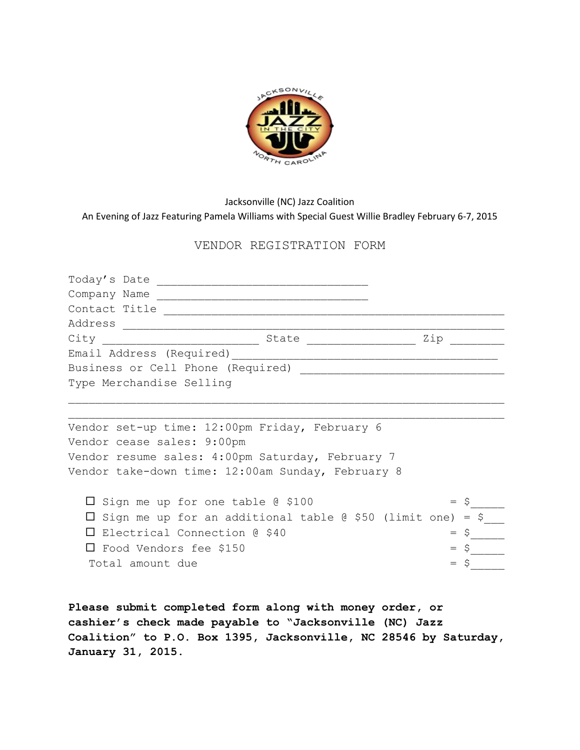Jacksonville (NC) Jazz Coalition

An Evening of Jazz Featuring Pamela Williams with Special Guest Willie Bradley February 6-7, 2015

# VENDOR REGISTRATION FORM

Today's Date ______________________________

Company Name ______________________________

Contact Title ________________________________________________

Address __________________________________________________

City ______________________ State ________________ Zip ________

Email Address (Required)______________________________________

Business or Cell Phone (Required) ______________________________

Type Merchandise Selling

______________________________________________________________

______________________________________________________________

Vendor set-up time: 12:00pm Friday, February 6

Vendor cease sales: 9:00pm

Vendor resume sales: 4:00pm Saturday, February 7

Vendor take-down time: 12:00am Sunday, February 8

- ☐ Sign me up for one table @ $100 = $_____
- ☐ Sign me up for an additional table @ $50 (limit one) = $___
- ☐ Electrical Connection @ $40 = $_____
- ☐ Food Vendors fee $150 = $_____

Total amount due = $_____

**Please submit completed form along with money order, or cashier's check made payable to "Jacksonville (NC) Jazz Coalition" to P.O. Box 1395, Jacksonville, NC 28546 by Saturday, January 31, 2015.**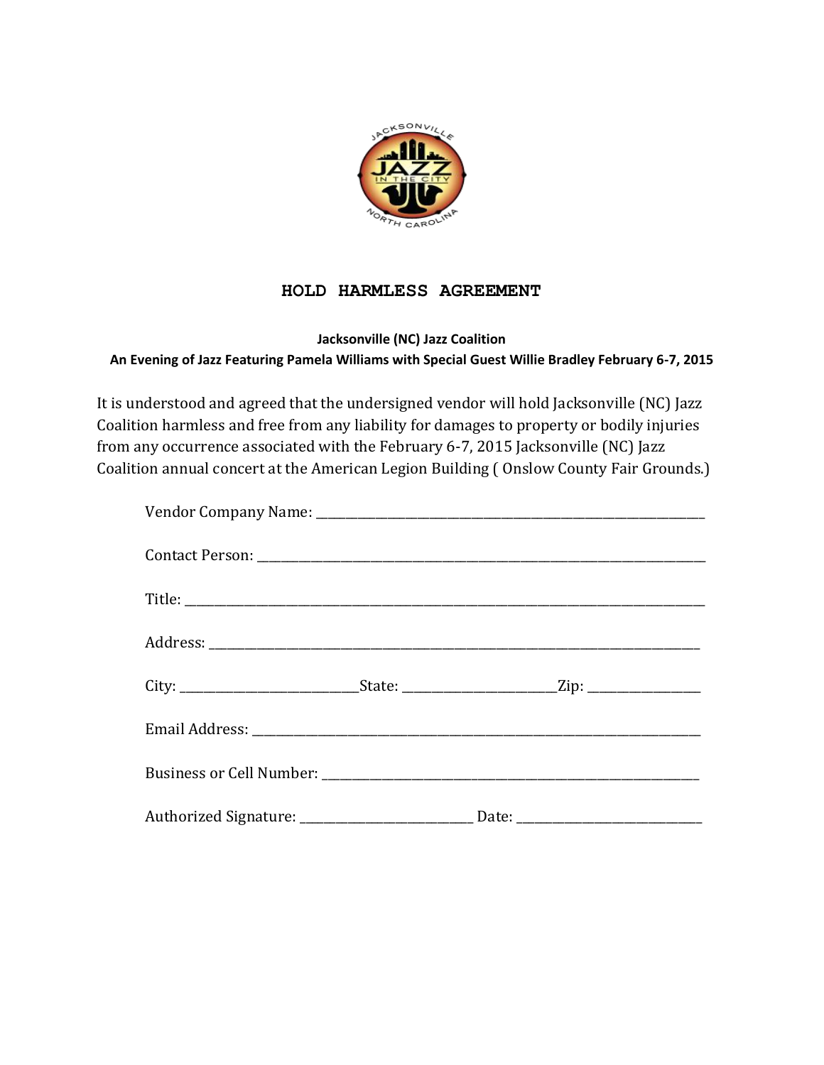# HOLD HARMLESS AGREEMENT

**Jacksonville (NC) Jazz Coalition**

**An Evening of Jazz Featuring Pamela Williams with Special Guest Willie Bradley February 6-7, 2015**

It is understood and agreed that the undersigned vendor will hold Jacksonville (NC) Jazz Coalition harmless and free from any liability for damages to property or bodily injuries from any occurrence associated with the February 6-7, 2015 Jacksonville (NC) Jazz Coalition annual concert at the American Legion Building ( Onslow County Fair Grounds.)

Vendor Company Name: ______________________________________________

Contact Person: ______________________________________________

Title: ______________________________________________

Address: ______________________________________________

City: ____________________ State: __________________ Zip: ______________

Email Address: ______________________________________________

Business or Cell Number: ______________________________________________

Authorized Signature: ____________________ Date: ____________________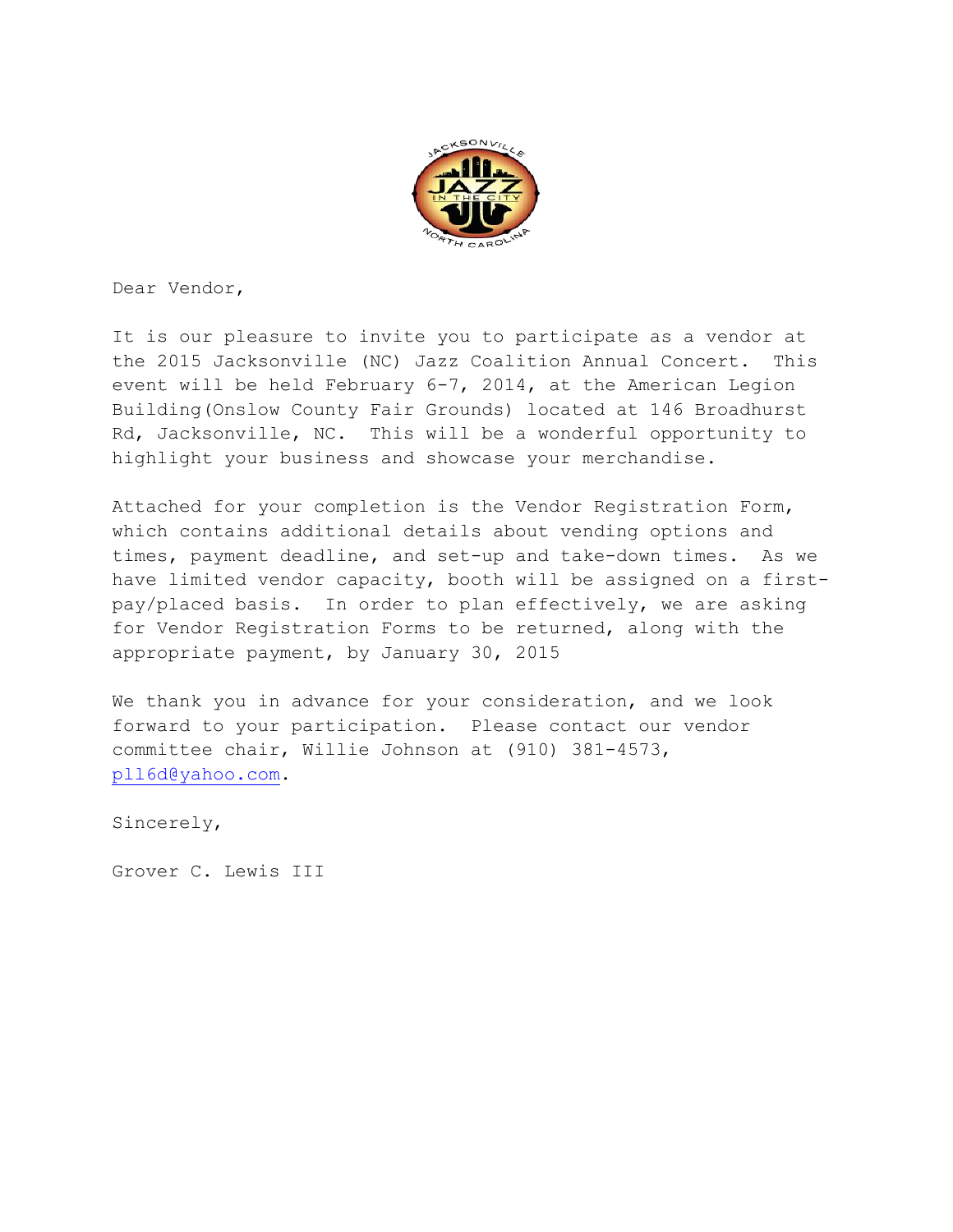Dear Vendor,

It is our pleasure to invite you to participate as a vendor at the 2015 Jacksonville (NC) Jazz Coalition Annual Concert. This event will be held February 6-7, 2014, at the American Legion Building(Onslow County Fair Grounds) located at 146 Broadhurst Rd, Jacksonville, NC. This will be a wonderful opportunity to highlight your business and showcase your merchandise.

Attached for your completion is the Vendor Registration Form, which contains additional details about vending options and times, payment deadline, and set-up and take-down times. As we have limited vendor capacity, booth will be assigned on a first-pay/placed basis. In order to plan effectively, we are asking for Vendor Registration Forms to be returned, along with the appropriate payment, by January 30, 2015

We thank you in advance for your consideration, and we look forward to your participation. Please contact our vendor committee chair, Willie Johnson at (910) 381-4573, pl16d@yahoo.com.

Sincerely,

Grover C. Lewis III